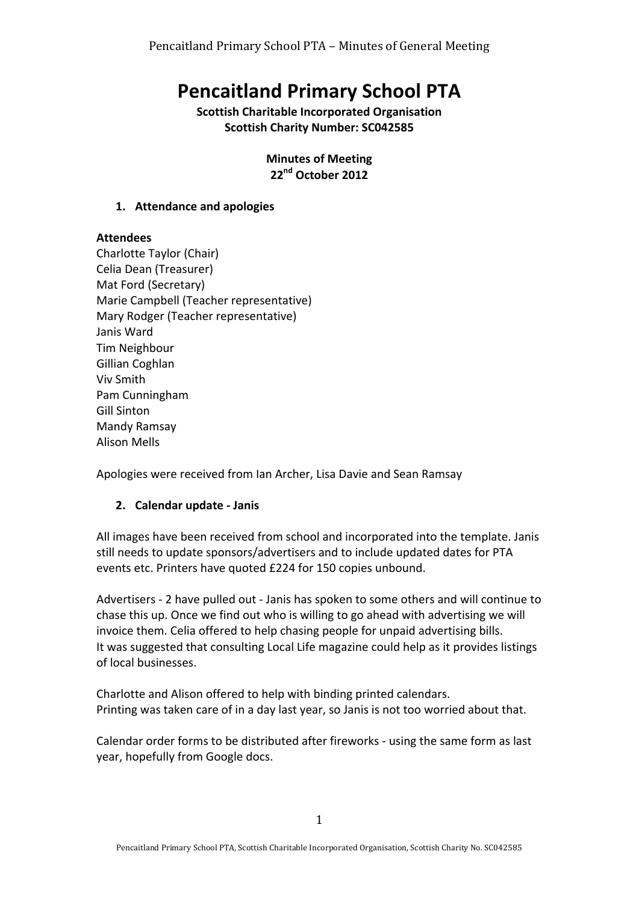# Pencaitland Primary School PTA

**Scottish Charitable Incorporated Organisation**
**Scottish Charity Number: SC042585**

**Minutes of Meeting**
**22nd October 2012**

## 1. Attendance and apologies

**Attendees**

Charlotte Taylor (Chair)
Celia Dean (Treasurer)
Mat Ford (Secretary)
Marie Campbell (Teacher representative)
Mary Rodger (Teacher representative)
Janis Ward
Tim Neighbour
Gillian Coghlan
Viv Smith
Pam Cunningham
Gill Sinton
Mandy Ramsay
Alison Mells

Apologies were received from Ian Archer, Lisa Davie and Sean Ramsay

## 2. Calendar update - Janis

All images have been received from school and incorporated into the template. Janis still needs to update sponsors/advertisers and to include updated dates for PTA events etc. Printers have quoted £224 for 150 copies unbound.

Advertisers - 2 have pulled out - Janis has spoken to some others and will continue to chase this up. Once we find out who is willing to go ahead with advertising we will invoice them. Celia offered to help chasing people for unpaid advertising bills.
It was suggested that consulting Local Life magazine could help as it provides listings of local businesses.

Charlotte and Alison offered to help with binding printed calendars.
Printing was taken care of in a day last year, so Janis is not too worried about that.

Calendar order forms to be distributed after fireworks - using the same form as last year, hopefully from Google docs.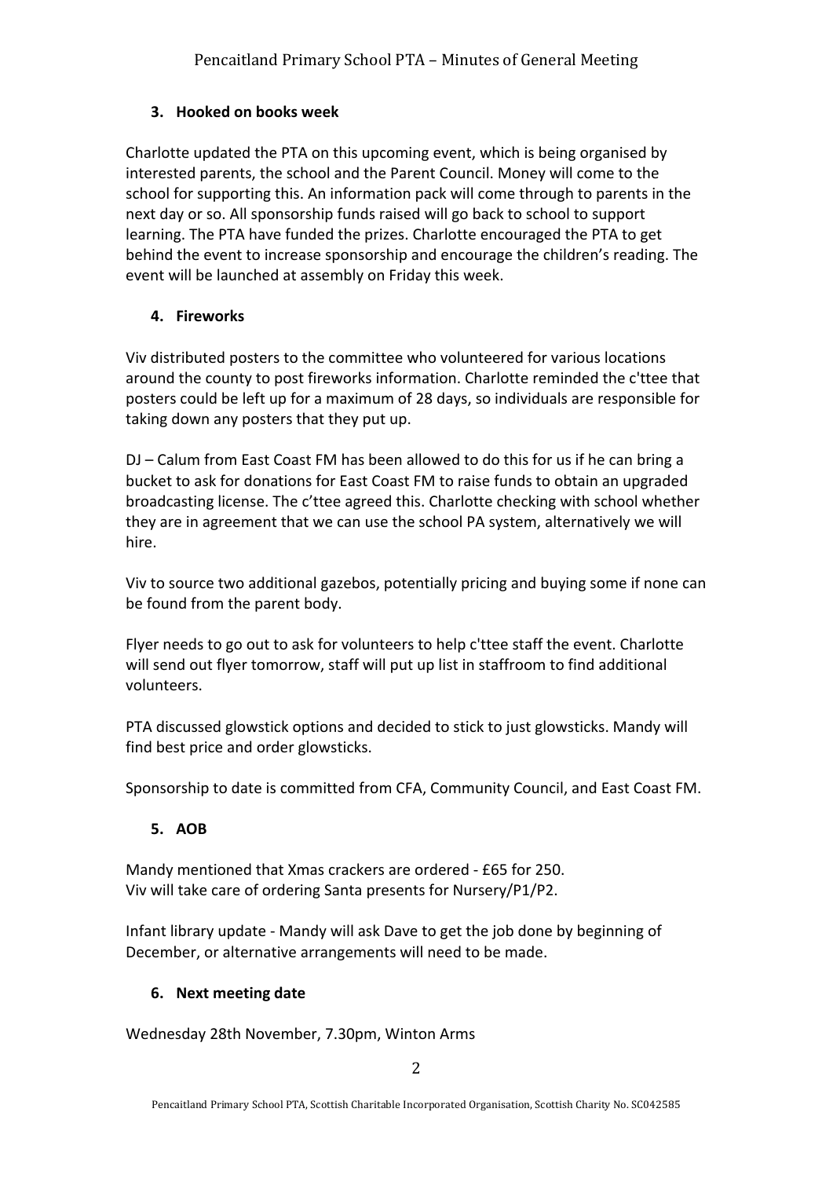### 3. Hooked on books week

Charlotte updated the PTA on this upcoming event, which is being organised by interested parents, the school and the Parent Council. Money will come to the school for supporting this. An information pack will come through to parents in the next day or so. All sponsorship funds raised will go back to school to support learning. The PTA have funded the prizes. Charlotte encouraged the PTA to get behind the event to increase sponsorship and encourage the children's reading. The event will be launched at assembly on Friday this week.

### 4. Fireworks

Viv distributed posters to the committee who volunteered for various locations around the county to post fireworks information. Charlotte reminded the c'ttee that posters could be left up for a maximum of 28 days, so individuals are responsible for taking down any posters that they put up.

DJ – Calum from East Coast FM has been allowed to do this for us if he can bring a bucket to ask for donations for East Coast FM to raise funds to obtain an upgraded broadcasting license. The c'ttee agreed this. Charlotte checking with school whether they are in agreement that we can use the school PA system, alternatively we will hire.

Viv to source two additional gazebos, potentially pricing and buying some if none can be found from the parent body.

Flyer needs to go out to ask for volunteers to help c'ttee staff the event. Charlotte will send out flyer tomorrow, staff will put up list in staffroom to find additional volunteers.

PTA discussed glowstick options and decided to stick to just glowsticks. Mandy will find best price and order glowsticks.

Sponsorship to date is committed from CFA, Community Council, and East Coast FM.

### 5. AOB

Mandy mentioned that Xmas crackers are ordered - £65 for 250.
Viv will take care of ordering Santa presents for Nursery/P1/P2.

Infant library update - Mandy will ask Dave to get the job done by beginning of December, or alternative arrangements will need to be made.

### 6. Next meeting date

Wednesday 28th November, 7.30pm, Winton Arms